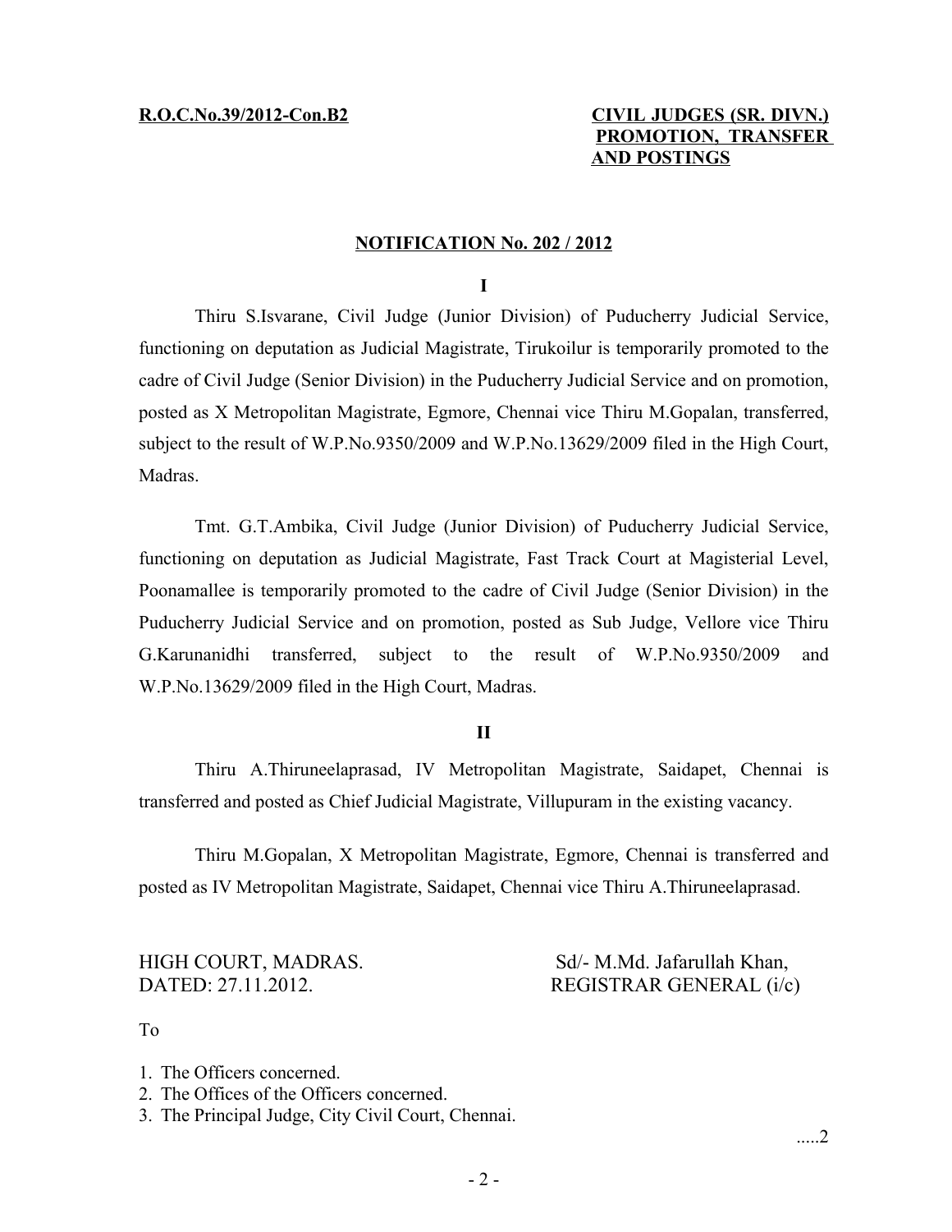**R.O.C.No.39/2012-Con.B2**

**CIVIL JUDGES (SR. DIVN.) PROMOTION, TRANSFER AND POSTINGS**

## NOTIFICATION No. 202 / 2012

**I**

Thiru S.Isvarane, Civil Judge (Junior Division) of Puducherry Judicial Service, functioning on deputation as Judicial Magistrate, Tirukoilur is temporarily promoted to the cadre of Civil Judge (Senior Division) in the Puducherry Judicial Service and on promotion, posted as X Metropolitan Magistrate, Egmore, Chennai vice Thiru M.Gopalan, transferred, subject to the result of W.P.No.9350/2009 and W.P.No.13629/2009 filed in the High Court, Madras.

Tmt. G.T.Ambika, Civil Judge (Junior Division) of Puducherry Judicial Service, functioning on deputation as Judicial Magistrate, Fast Track Court at Magisterial Level, Poonamallee is temporarily promoted to the cadre of Civil Judge (Senior Division) in the Puducherry Judicial Service and on promotion, posted as Sub Judge, Vellore vice Thiru G.Karunanidhi transferred, subject to the result of W.P.No.9350/2009 and W.P.No.13629/2009 filed in the High Court, Madras.

**II**

Thiru A.Thiruneelaprasad, IV Metropolitan Magistrate, Saidapet, Chennai is transferred and posted as Chief Judicial Magistrate, Villupuram in the existing vacancy.

Thiru M.Gopalan, X Metropolitan Magistrate, Egmore, Chennai is transferred and posted as IV Metropolitan Magistrate, Saidapet, Chennai vice Thiru A.Thiruneelaprasad.

HIGH COURT, MADRAS.
DATED: 27.11.2012.

Sd/- M.Md. Jafarullah Khan,
REGISTRAR GENERAL (i/c)

To

1. The Officers concerned.
2. The Offices of the Officers concerned.
3. The Principal Judge, City Civil Court, Chennai.

.....2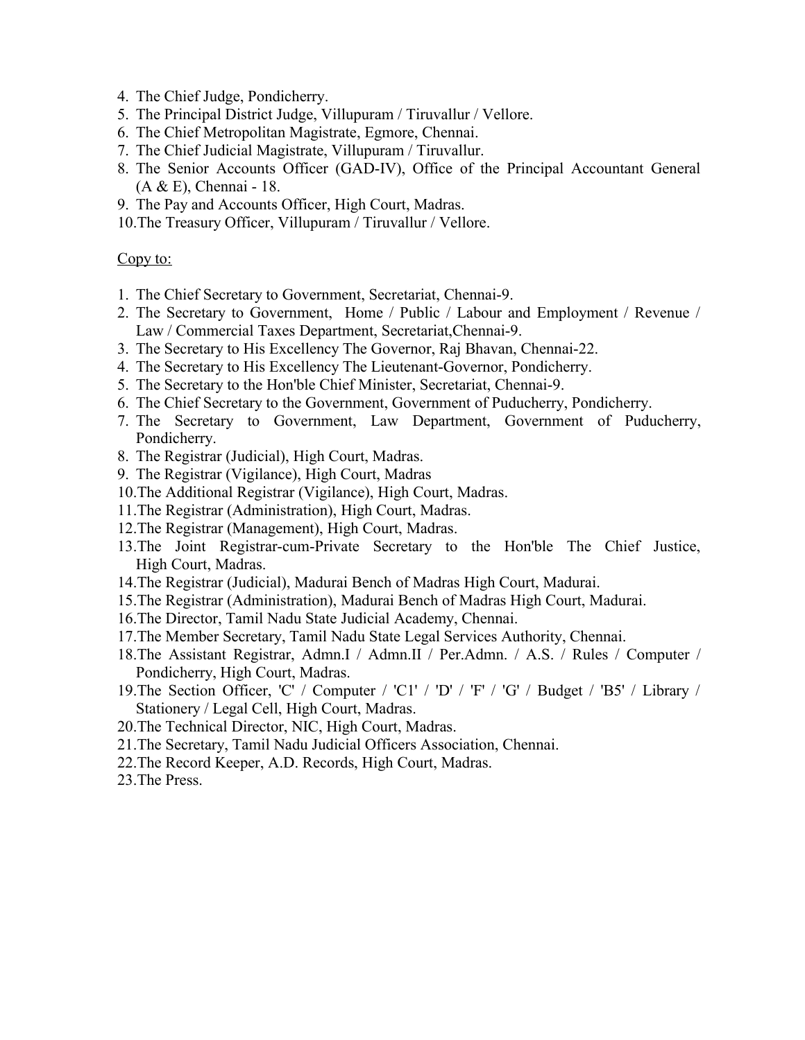4. The Chief Judge, Pondicherry.
5. The Principal District Judge, Villupuram / Tiruvallur / Vellore.
6. The Chief Metropolitan Magistrate, Egmore, Chennai.
7. The Chief Judicial Magistrate, Villupuram / Tiruvallur.
8. The Senior Accounts Officer (GAD-IV), Office of the Principal Accountant General (A & E), Chennai - 18.
9. The Pay and Accounts Officer, High Court, Madras.
10. The Treasury Officer, Villupuram / Tiruvallur / Vellore.

Copy to:

1. The Chief Secretary to Government, Secretariat, Chennai-9.
2. The Secretary to Government, Home / Public / Labour and Employment / Revenue / Law / Commercial Taxes Department, Secretariat,Chennai-9.
3. The Secretary to His Excellency The Governor, Raj Bhavan, Chennai-22.
4. The Secretary to His Excellency The Lieutenant-Governor, Pondicherry.
5. The Secretary to the Hon'ble Chief Minister, Secretariat, Chennai-9.
6. The Chief Secretary to the Government, Government of Puducherry, Pondicherry.
7. The Secretary to Government, Law Department, Government of Puducherry, Pondicherry.
8. The Registrar (Judicial), High Court, Madras.
9. The Registrar (Vigilance), High Court, Madras
10. The Additional Registrar (Vigilance), High Court, Madras.
11. The Registrar (Administration), High Court, Madras.
12. The Registrar (Management), High Court, Madras.
13. The Joint Registrar-cum-Private Secretary to the Hon'ble The Chief Justice, High Court, Madras.
14. The Registrar (Judicial), Madurai Bench of Madras High Court, Madurai.
15. The Registrar (Administration), Madurai Bench of Madras High Court, Madurai.
16. The Director, Tamil Nadu State Judicial Academy, Chennai.
17. The Member Secretary, Tamil Nadu State Legal Services Authority, Chennai.
18. The Assistant Registrar, Admn.I / Admn.II / Per.Admn. / A.S. / Rules / Computer / Pondicherry, High Court, Madras.
19. The Section Officer, 'C' / Computer / 'C1' / 'D' / 'F' / 'G' / Budget / 'B5' / Library / Stationery / Legal Cell, High Court, Madras.
20. The Technical Director, NIC, High Court, Madras.
21. The Secretary, Tamil Nadu Judicial Officers Association, Chennai.
22. The Record Keeper, A.D. Records, High Court, Madras.
23. The Press.